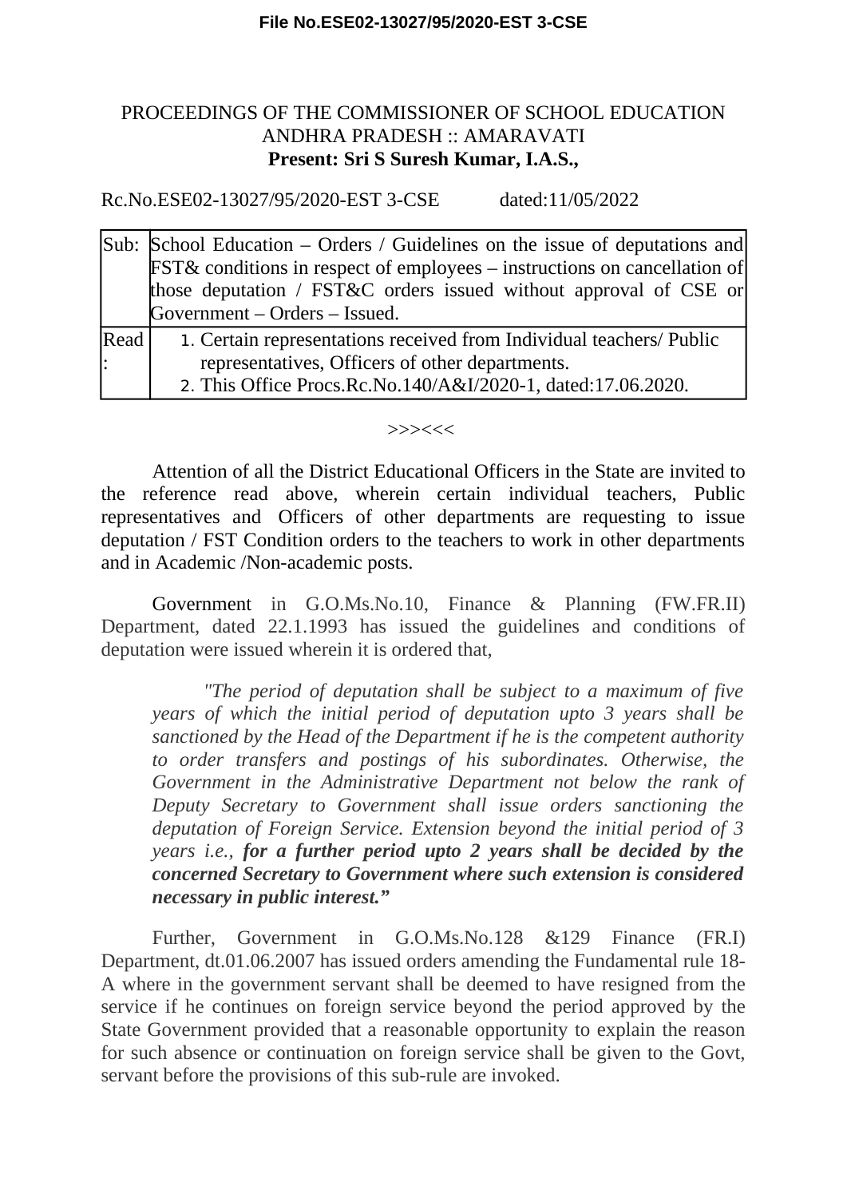File No.ESE02-13027/95/2020-EST 3-CSE

PROCEEDINGS OF THE COMMISSIONER OF SCHOOL EDUCATION
ANDHRA PRADESH :: AMARAVATI
**Present: Sri S Suresh Kumar, I.A.S.,**

Rc.No.ESE02-13027/95/2020-EST 3-CSE dated:11/05/2022

| | |
|---|---|
| Sub: | School Education – Orders / Guidelines on the issue of deputations and FST& conditions in respect of employees – instructions on cancellation of those deputation / FST&C orders issued without approval of CSE or Government – Orders – Issued. |
| Read : | 1. Certain representations received from Individual teachers/ Public representatives, Officers of other departments.<br>2. This Office Procs.Rc.No.140/A&I/2020-1, dated:17.06.2020. |

>>><<<

Attention of all the District Educational Officers in the State are invited to the reference read above, wherein certain individual teachers, Public representatives and Officers of other departments are requesting to issue deputation / FST Condition orders to the teachers to work in other departments and in Academic /Non-academic posts.

Government in G.O.Ms.No.10, Finance & Planning (FW.FR.II) Department, dated 22.1.1993 has issued the guidelines and conditions of deputation were issued wherein it is ordered that,

> *"The period of deputation shall be subject to a maximum of five years of which the initial period of deputation upto 3 years shall be sanctioned by the Head of the Department if he is the competent authority to order transfers and postings of his subordinates. Otherwise, the Government in the Administrative Department not below the rank of Deputy Secretary to Government shall issue orders sanctioning the deputation of Foreign Service. Extension beyond the initial period of 3 years i.e.,* ***for a further period upto 2 years shall be decided by the concerned Secretary to Government where such extension is considered necessary in public interest."***

Further, Government in G.O.Ms.No.128 &129 Finance (FR.I) Department, dt.01.06.2007 has issued orders amending the Fundamental rule 18-A where in the government servant shall be deemed to have resigned from the service if he continues on foreign service beyond the period approved by the State Government provided that a reasonable opportunity to explain the reason for such absence or continuation on foreign service shall be given to the Govt, servant before the provisions of this sub-rule are invoked.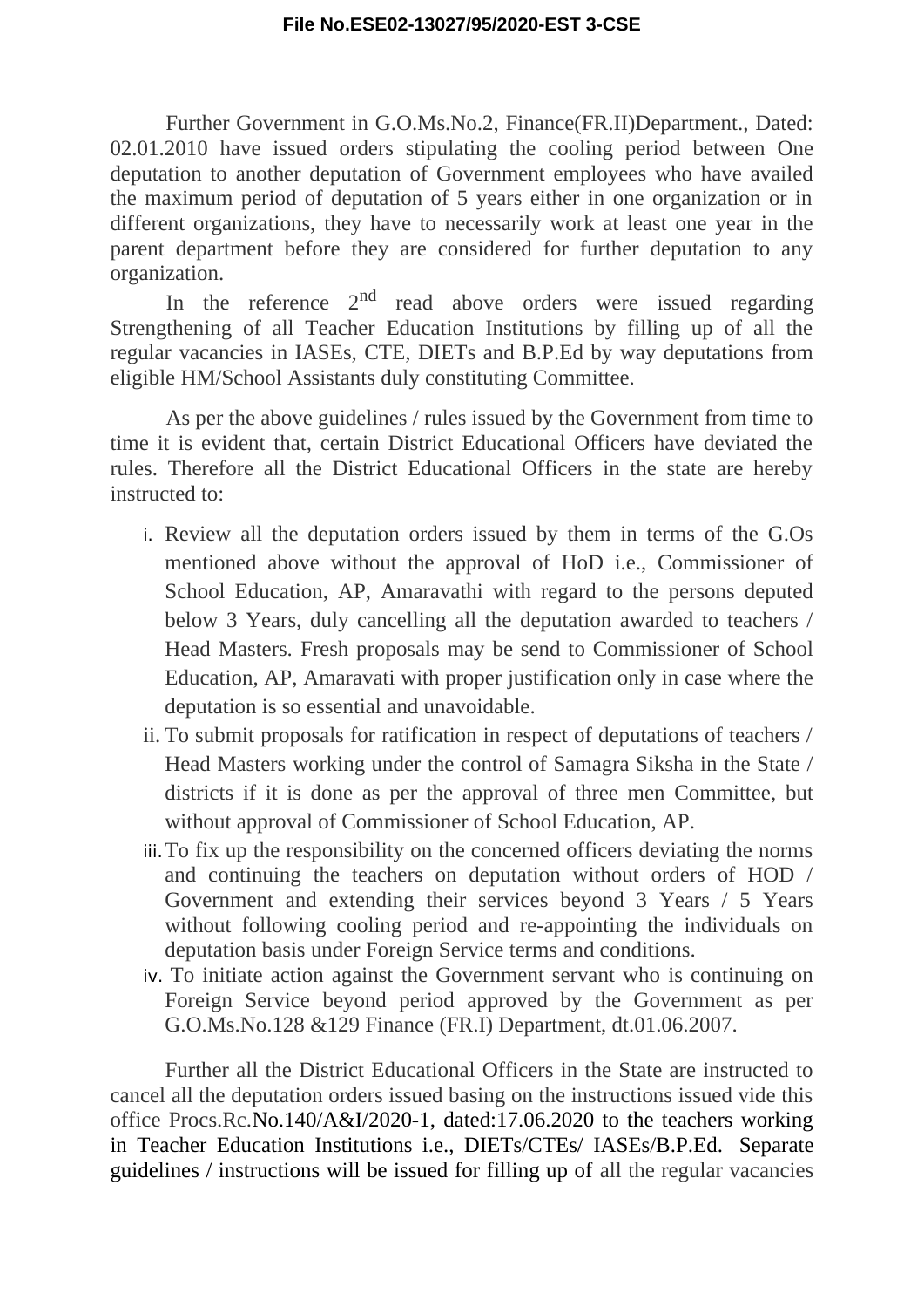Further Government in G.O.Ms.No.2, Finance(FR.II)Department., Dated: 02.01.2010 have issued orders stipulating the cooling period between One deputation to another deputation of Government employees who have availed the maximum period of deputation of 5 years either in one organization or in different organizations, they have to necessarily work at least one year in the parent department before they are considered for further deputation to any organization.

In the reference 2nd read above orders were issued regarding Strengthening of all Teacher Education Institutions by filling up of all the regular vacancies in IASEs, CTE, DIETs and B.P.Ed by way deputations from eligible HM/School Assistants duly constituting Committee.

As per the above guidelines / rules issued by the Government from time to time it is evident that, certain District Educational Officers have deviated the rules. Therefore all the District Educational Officers in the state are hereby instructed to:

i. Review all the deputation orders issued by them in terms of the G.Os mentioned above without the approval of HoD i.e., Commissioner of School Education, AP, Amaravathi with regard to the persons deputed below 3 Years, duly cancelling all the deputation awarded to teachers / Head Masters. Fresh proposals may be send to Commissioner of School Education, AP, Amaravati with proper justification only in case where the deputation is so essential and unavoidable.
ii. To submit proposals for ratification in respect of deputations of teachers / Head Masters working under the control of Samagra Siksha in the State / districts if it is done as per the approval of three men Committee, but without approval of Commissioner of School Education, AP.
iii. To fix up the responsibility on the concerned officers deviating the norms and continuing the teachers on deputation without orders of HOD / Government and extending their services beyond 3 Years / 5 Years without following cooling period and re-appointing the individuals on deputation basis under Foreign Service terms and conditions.
iv. To initiate action against the Government servant who is continuing on Foreign Service beyond period approved by the Government as per G.O.Ms.No.128 &129 Finance (FR.I) Department, dt.01.06.2007.

Further all the District Educational Officers in the State are instructed to cancel all the deputation orders issued basing on the instructions issued vide this office Procs.Rc.No.140/A&I/2020-1, dated:17.06.2020 to the teachers working in Teacher Education Institutions i.e., DIETs/CTEs/ IASEs/B.P.Ed. Separate guidelines / instructions will be issued for filling up of all the regular vacancies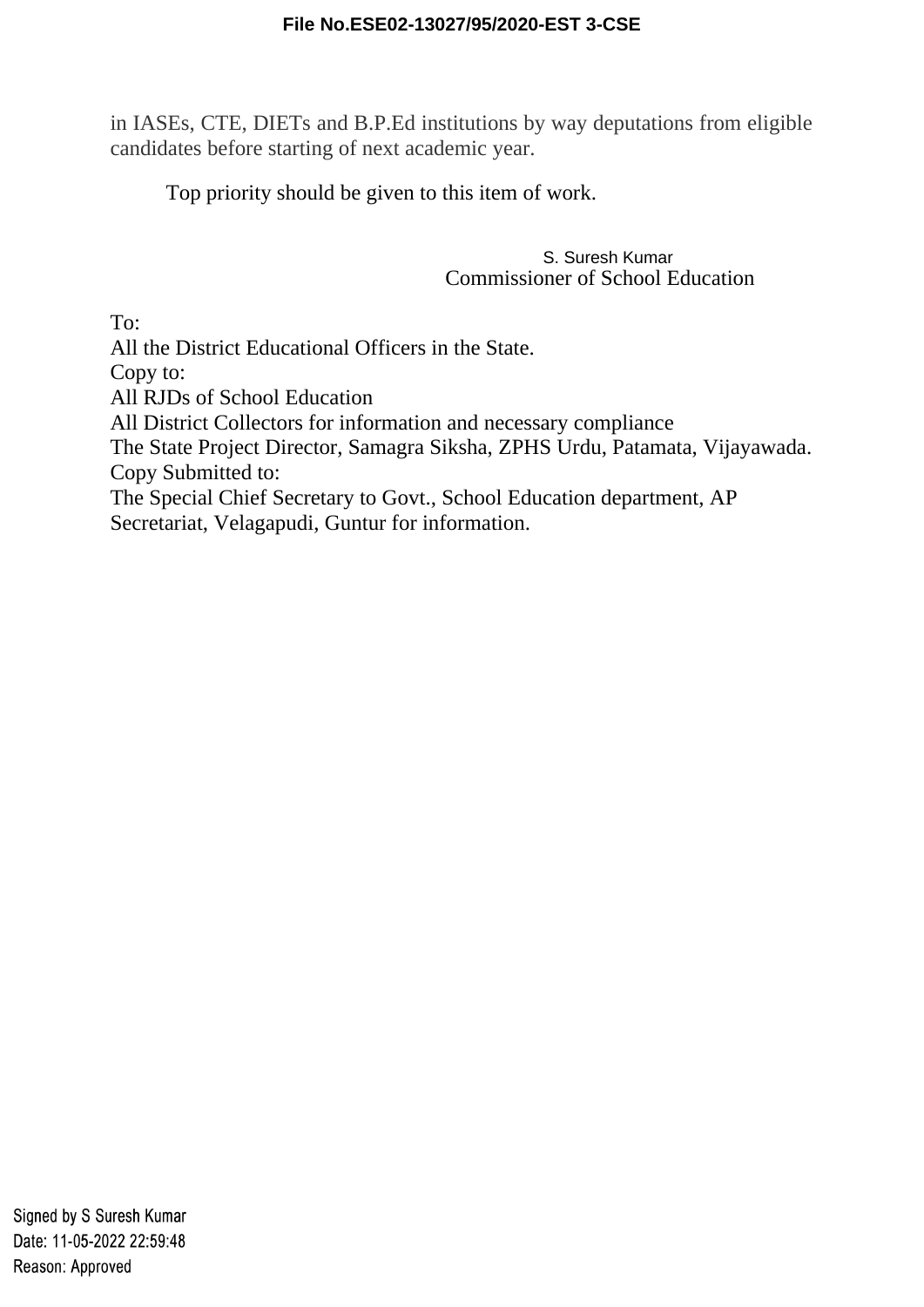in IASEs, CTE, DIETs and B.P.Ed institutions by way deputations from eligible candidates before starting of next academic year.

Top priority should be given to this item of work.

S. Suresh Kumar
Commissioner of School Education

To:
All the District Educational Officers in the State.
Copy to:
All RJDs of School Education
All District Collectors for information and necessary compliance
The State Project Director, Samagra Siksha, ZPHS Urdu, Patamata, Vijayawada.
Copy Submitted to:
The Special Chief Secretary to Govt., School Education department, AP Secretariat, Velagapudi, Guntur for information.

Signed by S Suresh Kumar
Date: 11-05-2022 22:59:48
Reason: Approved